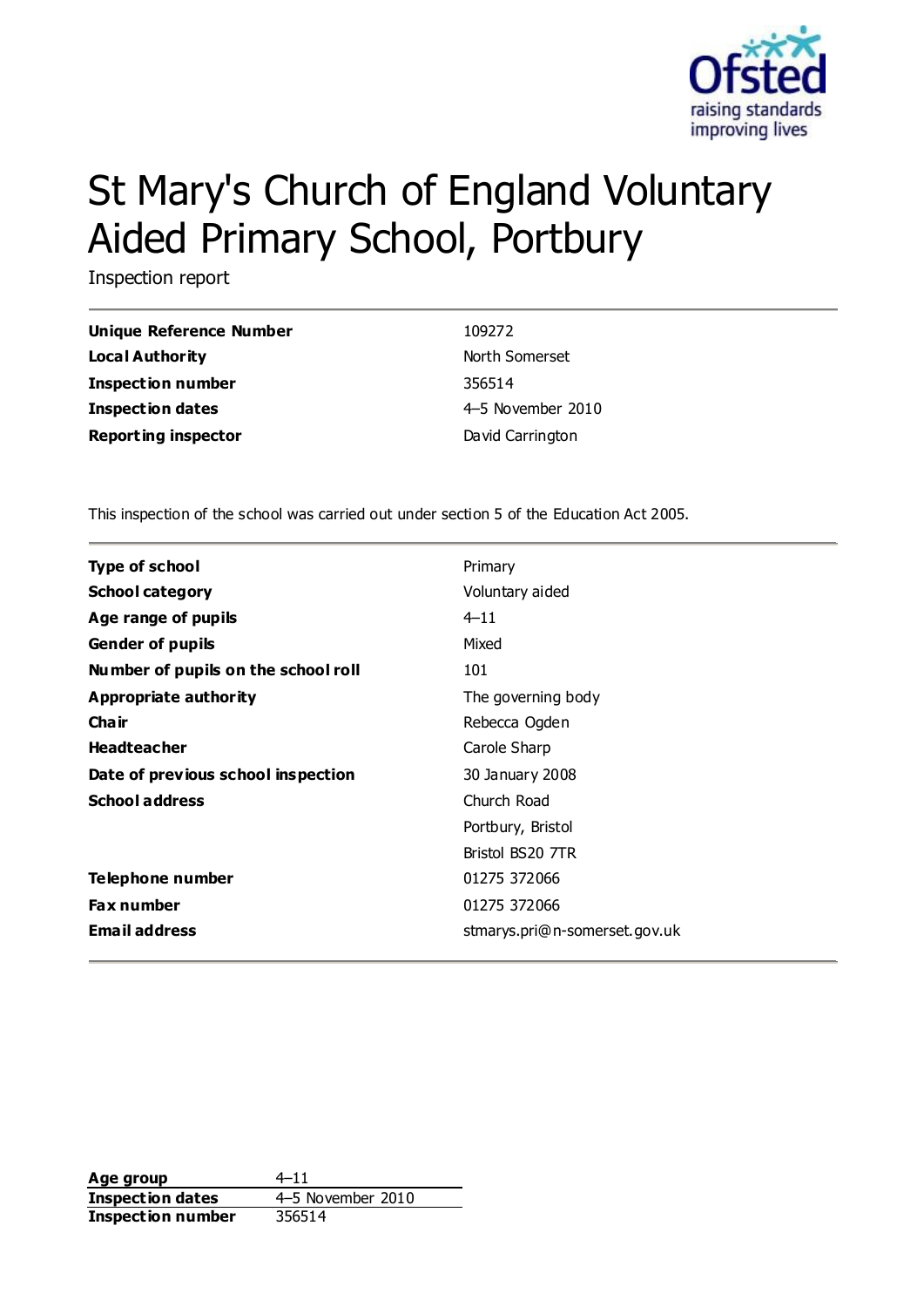# St Mary's Church of England Voluntary Aided Primary School, Portbury

Inspection report

| | |
|---|---|
| **Unique Reference Number** | 109272 |
| **Local Authority** | North Somerset |
| **Inspection number** | 356514 |
| **Inspection dates** | 4–5 November 2010 |
| **Reporting inspector** | David Carrington |

This inspection of the school was carried out under section 5 of the Education Act 2005.

| | |
|---|---|
| **Type of school** | Primary |
| **School category** | Voluntary aided |
| **Age range of pupils** | 4–11 |
| **Gender of pupils** | Mixed |
| **Number of pupils on the school roll** | 101 |
| **Appropriate authority** | The governing body |
| **Chair** | Rebecca Ogden |
| **Headteacher** | Carole Sharp |
| **Date of previous school inspection** | 30 January 2008 |
| **School address** | Church Road<br>Portbury, Bristol<br>Bristol BS20 7TR |
| **Telephone number** | 01275 372066 |
| **Fax number** | 01275 372066 |
| **Email address** | stmarys.pri@n-somerset.gov.uk |

| | |
|---|---|
| **Age group** | 4–11 |
| **Inspection dates** | 4–5 November 2010 |
| **Inspection number** | 356514 |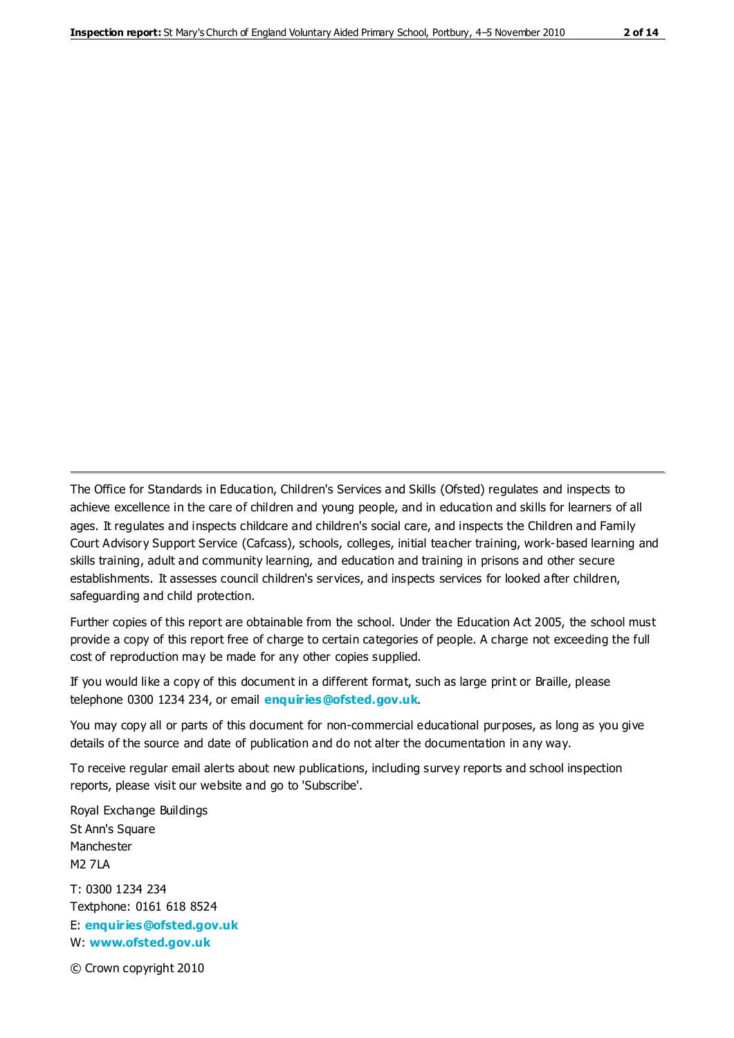The Office for Standards in Education, Children's Services and Skills (Ofsted) regulates and inspects to achieve excellence in the care of children and young people, and in education and skills for learners of all ages. It regulates and inspects childcare and children's social care, and inspects the Children and Family Court Advisory Support Service (Cafcass), schools, colleges, initial teacher training, work-based learning and skills training, adult and community learning, and education and training in prisons and other secure establishments. It assesses council children's services, and inspects services for looked after children, safeguarding and child protection.

Further copies of this report are obtainable from the school. Under the Education Act 2005, the school must provide a copy of this report free of charge to certain categories of people. A charge not exceeding the full cost of reproduction may be made for any other copies supplied.

If you would like a copy of this document in a different format, such as large print or Braille, please telephone 0300 1234 234, or email **enquiries@ofsted.gov.uk**.

You may copy all or parts of this document for non-commercial educational purposes, as long as you give details of the source and date of publication and do not alter the documentation in any way.

To receive regular email alerts about new publications, including survey reports and school inspection reports, please visit our website and go to 'Subscribe'.

Royal Exchange Buildings
St Ann's Square
Manchester
M2 7LA

T: 0300 1234 234
Textphone: 0161 618 8524
E: **enquiries@ofsted.gov.uk**
W: **www.ofsted.gov.uk**

© Crown copyright 2010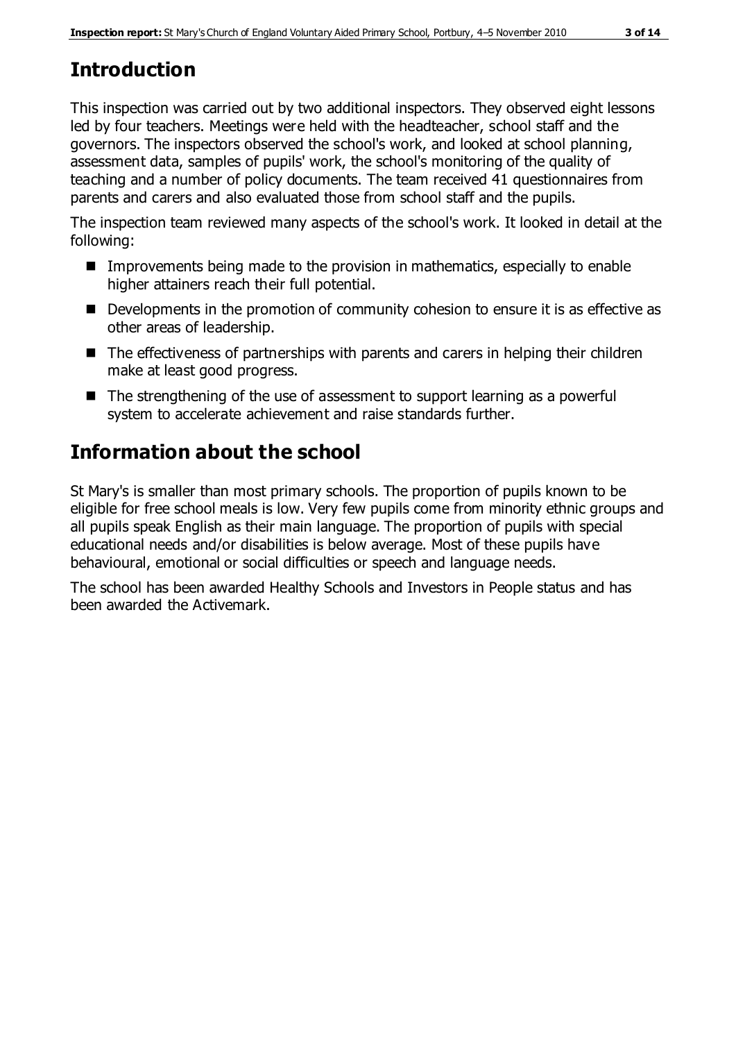# Introduction

This inspection was carried out by two additional inspectors. They observed eight lessons led by four teachers. Meetings were held with the headteacher, school staff and the governors. The inspectors observed the school's work, and looked at school planning, assessment data, samples of pupils' work, the school's monitoring of the quality of teaching and a number of policy documents. The team received 41 questionnaires from parents and carers and also evaluated those from school staff and the pupils.

The inspection team reviewed many aspects of the school's work. It looked in detail at the following:

- Improvements being made to the provision in mathematics, especially to enable higher attainers reach their full potential.
- Developments in the promotion of community cohesion to ensure it is as effective as other areas of leadership.
- The effectiveness of partnerships with parents and carers in helping their children make at least good progress.
- The strengthening of the use of assessment to support learning as a powerful system to accelerate achievement and raise standards further.

# Information about the school

St Mary's is smaller than most primary schools. The proportion of pupils known to be eligible for free school meals is low. Very few pupils come from minority ethnic groups and all pupils speak English as their main language. The proportion of pupils with special educational needs and/or disabilities is below average. Most of these pupils have behavioural, emotional or social difficulties or speech and language needs.

The school has been awarded Healthy Schools and Investors in People status and has been awarded the Activemark.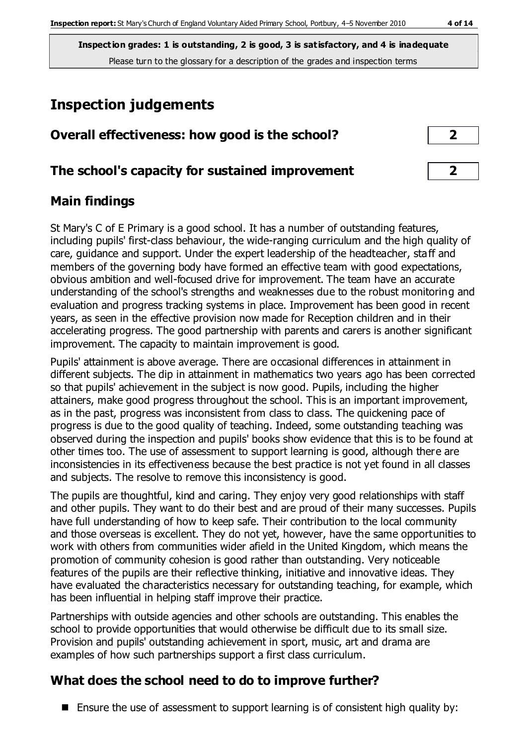**Inspection grades: 1 is outstanding, 2 is good, 3 is satisfactory, and 4 is inadequate**
Please turn to the glossary for a description of the grades and inspection terms

# Inspection judgements

| | |
|---|---|
| **Overall effectiveness: how good is the school?** | **2** |
| **The school's capacity for sustained improvement** | **2** |

## Main findings

St Mary's C of E Primary is a good school. It has a number of outstanding features, including pupils' first-class behaviour, the wide-ranging curriculum and the high quality of care, guidance and support. Under the expert leadership of the headteacher, staff and members of the governing body have formed an effective team with good expectations, obvious ambition and well-focused drive for improvement. The team have an accurate understanding of the school's strengths and weaknesses due to the robust monitoring and evaluation and progress tracking systems in place. Improvement has been good in recent years, as seen in the effective provision now made for Reception children and in their accelerating progress. The good partnership with parents and carers is another significant improvement. The capacity to maintain improvement is good.

Pupils' attainment is above average. There are occasional differences in attainment in different subjects. The dip in attainment in mathematics two years ago has been corrected so that pupils' achievement in the subject is now good. Pupils, including the higher attainers, make good progress throughout the school. This is an important improvement, as in the past, progress was inconsistent from class to class. The quickening pace of progress is due to the good quality of teaching. Indeed, some outstanding teaching was observed during the inspection and pupils' books show evidence that this is to be found at other times too. The use of assessment to support learning is good, although there are inconsistencies in its effectiveness because the best practice is not yet found in all classes and subjects. The resolve to remove this inconsistency is good.

The pupils are thoughtful, kind and caring. They enjoy very good relationships with staff and other pupils. They want to do their best and are proud of their many successes. Pupils have full understanding of how to keep safe. Their contribution to the local community and those overseas is excellent. They do not yet, however, have the same opportunities to work with others from communities wider afield in the United Kingdom, which means the promotion of community cohesion is good rather than outstanding. Very noticeable features of the pupils are their reflective thinking, initiative and innovative ideas. They have evaluated the characteristics necessary for outstanding teaching, for example, which has been influential in helping staff improve their practice.

Partnerships with outside agencies and other schools are outstanding. This enables the school to provide opportunities that would otherwise be difficult due to its small size. Provision and pupils' outstanding achievement in sport, music, art and drama are examples of how such partnerships support a first class curriculum.

## What does the school need to do to improve further?

- Ensure the use of assessment to support learning is of consistent high quality by: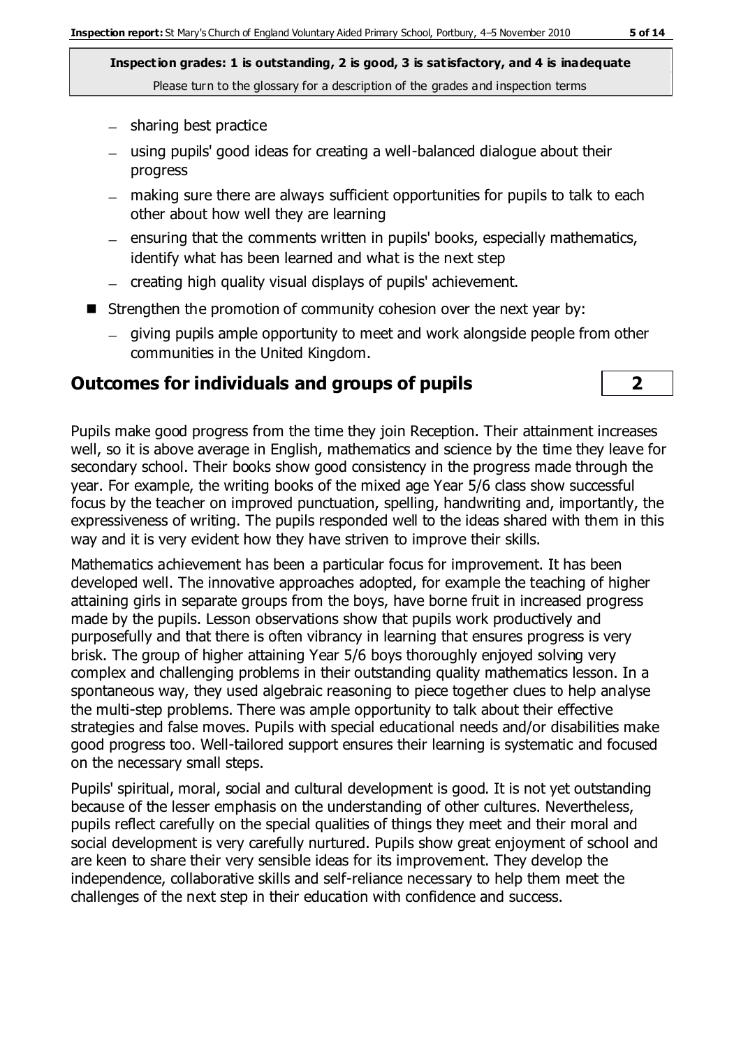- sharing best practice
- using pupils' good ideas for creating a well-balanced dialogue about their progress
- making sure there are always sufficient opportunities for pupils to talk to each other about how well they are learning
- ensuring that the comments written in pupils' books, especially mathematics, identify what has been learned and what is the next step
- creating high quality visual displays of pupils' achievement.

- Strengthen the promotion of community cohesion over the next year by:
  - giving pupils ample opportunity to meet and work alongside people from other communities in the United Kingdom.

## Outcomes for individuals and groups of pupils — 2

Pupils make good progress from the time they join Reception. Their attainment increases well, so it is above average in English, mathematics and science by the time they leave for secondary school. Their books show good consistency in the progress made through the year. For example, the writing books of the mixed age Year 5/6 class show successful focus by the teacher on improved punctuation, spelling, handwriting and, importantly, the expressiveness of writing. The pupils responded well to the ideas shared with them in this way and it is very evident how they have striven to improve their skills.

Mathematics achievement has been a particular focus for improvement. It has been developed well. The innovative approaches adopted, for example the teaching of higher attaining girls in separate groups from the boys, have borne fruit in increased progress made by the pupils. Lesson observations show that pupils work productively and purposefully and that there is often vibrancy in learning that ensures progress is very brisk. The group of higher attaining Year 5/6 boys thoroughly enjoyed solving very complex and challenging problems in their outstanding quality mathematics lesson. In a spontaneous way, they used algebraic reasoning to piece together clues to help analyse the multi-step problems. There was ample opportunity to talk about their effective strategies and false moves. Pupils with special educational needs and/or disabilities make good progress too. Well-tailored support ensures their learning is systematic and focused on the necessary small steps.

Pupils' spiritual, moral, social and cultural development is good. It is not yet outstanding because of the lesser emphasis on the understanding of other cultures. Nevertheless, pupils reflect carefully on the special qualities of things they meet and their moral and social development is very carefully nurtured. Pupils show great enjoyment of school and are keen to share their very sensible ideas for its improvement. They develop the independence, collaborative skills and self-reliance necessary to help them meet the challenges of the next step in their education with confidence and success.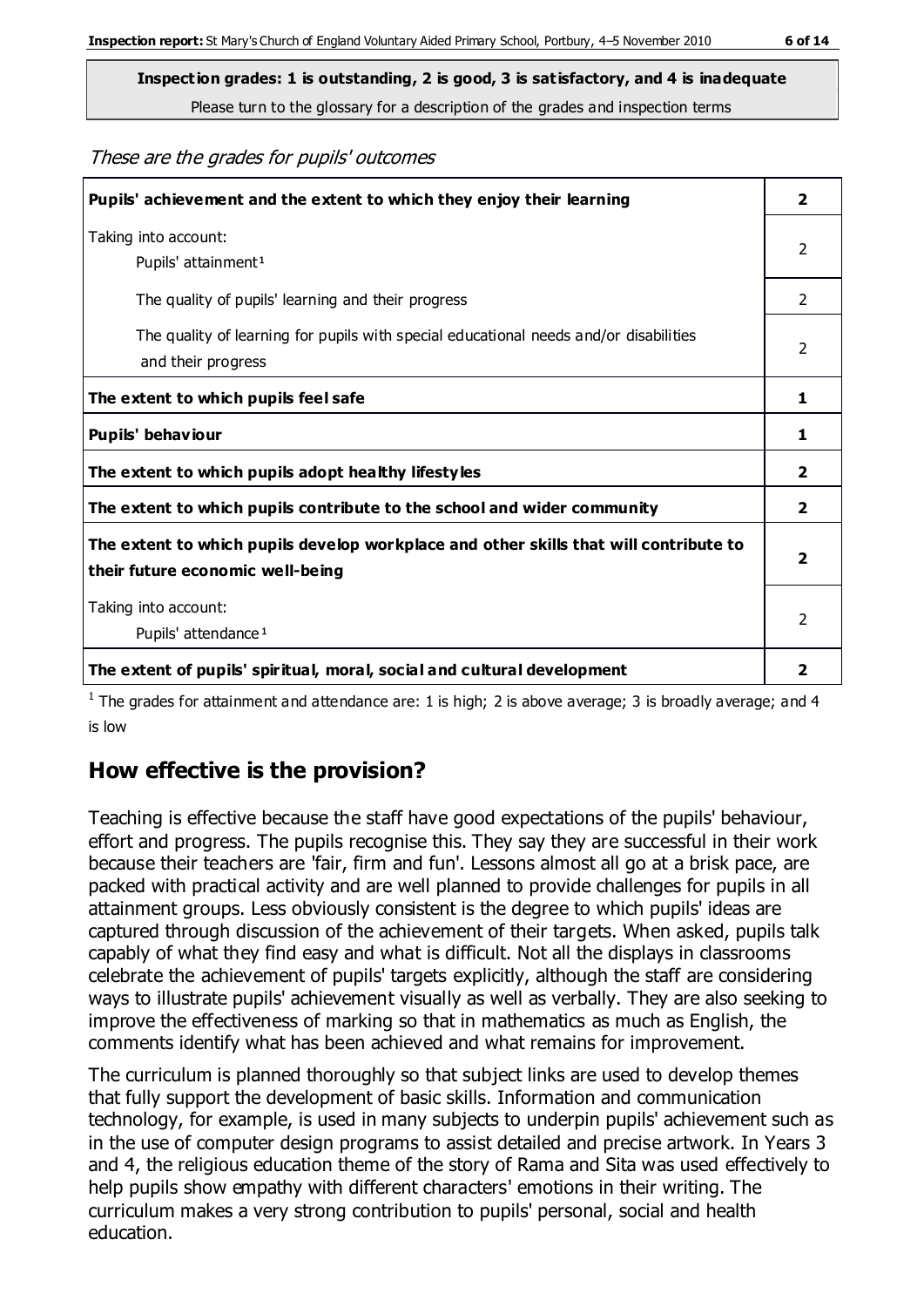**Inspection grades: 1 is outstanding, 2 is good, 3 is satisfactory, and 4 is inadequate**
Please turn to the glossary for a description of the grades and inspection terms

*These are the grades for pupils' outcomes*

| | |
|---|---|
| **Pupils' achievement and the extent to which they enjoy their learning** | **2** |
| Taking into account:<br>Pupils' attainment[1] | 2 |
| The quality of pupils' learning and their progress | 2 |
| The quality of learning for pupils with special educational needs and/or disabilities and their progress | 2 |
| **The extent to which pupils feel safe** | **1** |
| **Pupils' behaviour** | **1** |
| **The extent to which pupils adopt healthy lifestyles** | **2** |
| **The extent to which pupils contribute to the school and wider community** | **2** |
| **The extent to which pupils develop workplace and other skills that will contribute to their future economic well-being** | **2** |
| Taking into account:<br>Pupils' attendance[1] | 2 |
| **The extent of pupils' spiritual, moral, social and cultural development** | **2** |

[1] The grades for attainment and attendance are: 1 is high; 2 is above average; 3 is broadly average; and 4 is low

## How effective is the provision?

Teaching is effective because the staff have good expectations of the pupils' behaviour, effort and progress. The pupils recognise this. They say they are successful in their work because their teachers are 'fair, firm and fun'. Lessons almost all go at a brisk pace, are packed with practical activity and are well planned to provide challenges for pupils in all attainment groups. Less obviously consistent is the degree to which pupils' ideas are captured through discussion of the achievement of their targets. When asked, pupils talk capably of what they find easy and what is difficult. Not all the displays in classrooms celebrate the achievement of pupils' targets explicitly, although the staff are considering ways to illustrate pupils' achievement visually as well as verbally. They are also seeking to improve the effectiveness of marking so that in mathematics as much as English, the comments identify what has been achieved and what remains for improvement.

The curriculum is planned thoroughly so that subject links are used to develop themes that fully support the development of basic skills. Information and communication technology, for example, is used in many subjects to underpin pupils' achievement such as in the use of computer design programs to assist detailed and precise artwork. In Years 3 and 4, the religious education theme of the story of Rama and Sita was used effectively to help pupils show empathy with different characters' emotions in their writing. The curriculum makes a very strong contribution to pupils' personal, social and health education.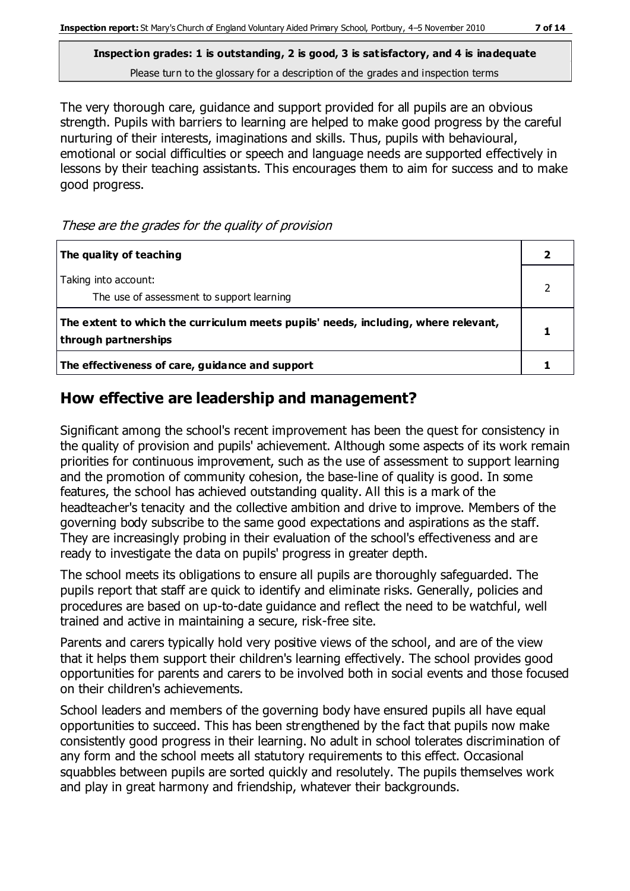**Inspection grades: 1 is outstanding, 2 is good, 3 is satisfactory, and 4 is inadequate**

Please turn to the glossary for a description of the grades and inspection terms

The very thorough care, guidance and support provided for all pupils are an obvious strength. Pupils with barriers to learning are helped to make good progress by the careful nurturing of their interests, imaginations and skills. Thus, pupils with behavioural, emotional or social difficulties or speech and language needs are supported effectively in lessons by their teaching assistants. This encourages them to aim for success and to make good progress.

*These are the grades for the quality of provision*

| | |
|---|---|
| **The quality of teaching** | **2** |
| Taking into account:<br>The use of assessment to support learning | 2 |
| **The extent to which the curriculum meets pupils' needs, including, where relevant, through partnerships** | **1** |
| **The effectiveness of care, guidance and support** | **1** |

## How effective are leadership and management?

Significant among the school's recent improvement has been the quest for consistency in the quality of provision and pupils' achievement. Although some aspects of its work remain priorities for continuous improvement, such as the use of assessment to support learning and the promotion of community cohesion, the base-line of quality is good. In some features, the school has achieved outstanding quality. All this is a mark of the headteacher's tenacity and the collective ambition and drive to improve. Members of the governing body subscribe to the same good expectations and aspirations as the staff. They are increasingly probing in their evaluation of the school's effectiveness and are ready to investigate the data on pupils' progress in greater depth.

The school meets its obligations to ensure all pupils are thoroughly safeguarded. The pupils report that staff are quick to identify and eliminate risks. Generally, policies and procedures are based on up-to-date guidance and reflect the need to be watchful, well trained and active in maintaining a secure, risk-free site.

Parents and carers typically hold very positive views of the school, and are of the view that it helps them support their children's learning effectively. The school provides good opportunities for parents and carers to be involved both in social events and those focused on their children's achievements.

School leaders and members of the governing body have ensured pupils all have equal opportunities to succeed. This has been strengthened by the fact that pupils now make consistently good progress in their learning. No adult in school tolerates discrimination of any form and the school meets all statutory requirements to this effect. Occasional squabbles between pupils are sorted quickly and resolutely. The pupils themselves work and play in great harmony and friendship, whatever their backgrounds.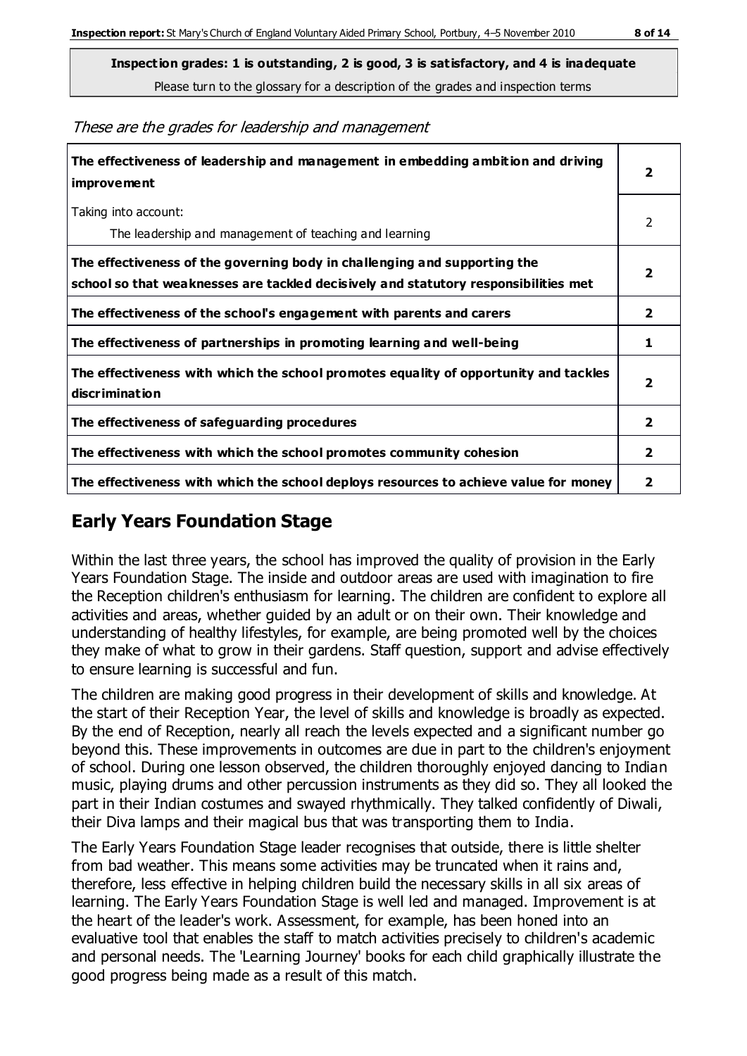**Inspection grades: 1 is outstanding, 2 is good, 3 is satisfactory, and 4 is inadequate**

Please turn to the glossary for a description of the grades and inspection terms

*These are the grades for leadership and management*

| | |
|---|---|
| **The effectiveness of leadership and management in embedding ambition and driving improvement** | **2** |
| Taking into account:<br>The leadership and management of teaching and learning | 2 |
| **The effectiveness of the governing body in challenging and supporting the school so that weaknesses are tackled decisively and statutory responsibilities met** | **2** |
| **The effectiveness of the school's engagement with parents and carers** | **2** |
| **The effectiveness of partnerships in promoting learning and well-being** | **1** |
| **The effectiveness with which the school promotes equality of opportunity and tackles discrimination** | **2** |
| **The effectiveness of safeguarding procedures** | **2** |
| **The effectiveness with which the school promotes community cohesion** | **2** |
| **The effectiveness with which the school deploys resources to achieve value for money** | **2** |

## Early Years Foundation Stage

Within the last three years, the school has improved the quality of provision in the Early Years Foundation Stage. The inside and outdoor areas are used with imagination to fire the Reception children's enthusiasm for learning. The children are confident to explore all activities and areas, whether guided by an adult or on their own. Their knowledge and understanding of healthy lifestyles, for example, are being promoted well by the choices they make of what to grow in their gardens. Staff question, support and advise effectively to ensure learning is successful and fun.

The children are making good progress in their development of skills and knowledge. At the start of their Reception Year, the level of skills and knowledge is broadly as expected. By the end of Reception, nearly all reach the levels expected and a significant number go beyond this. These improvements in outcomes are due in part to the children's enjoyment of school. During one lesson observed, the children thoroughly enjoyed dancing to Indian music, playing drums and other percussion instruments as they did so. They all looked the part in their Indian costumes and swayed rhythmically. They talked confidently of Diwali, their Diva lamps and their magical bus that was transporting them to India.

The Early Years Foundation Stage leader recognises that outside, there is little shelter from bad weather. This means some activities may be truncated when it rains and, therefore, less effective in helping children build the necessary skills in all six areas of learning. The Early Years Foundation Stage is well led and managed. Improvement is at the heart of the leader's work. Assessment, for example, has been honed into an evaluative tool that enables the staff to match activities precisely to children's academic and personal needs. The 'Learning Journey' books for each child graphically illustrate the good progress being made as a result of this match.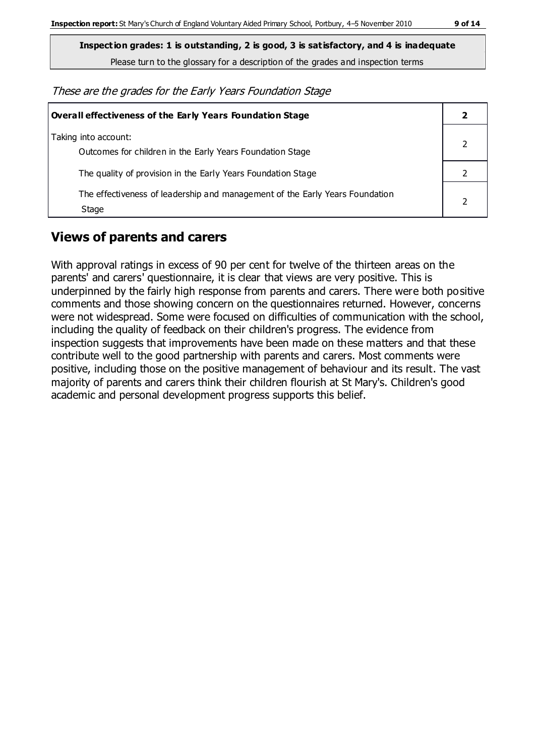**Inspection grades: 1 is outstanding, 2 is good, 3 is satisfactory, and 4 is inadequate**

Please turn to the glossary for a description of the grades and inspection terms

*These are the grades for the Early Years Foundation Stage*

| **Overall effectiveness of the Early Years Foundation Stage** | **2** |
|---|---|
| Taking into account:<br>Outcomes for children in the Early Years Foundation Stage | 2 |
| The quality of provision in the Early Years Foundation Stage | 2 |
| The effectiveness of leadership and management of the Early Years Foundation Stage | 2 |

## Views of parents and carers

With approval ratings in excess of 90 per cent for twelve of the thirteen areas on the parents' and carers' questionnaire, it is clear that views are very positive. This is underpinned by the fairly high response from parents and carers. There were both positive comments and those showing concern on the questionnaires returned. However, concerns were not widespread. Some were focused on difficulties of communication with the school, including the quality of feedback on their children's progress. The evidence from inspection suggests that improvements have been made on these matters and that these contribute well to the good partnership with parents and carers. Most comments were positive, including those on the positive management of behaviour and its result. The vast majority of parents and carers think their children flourish at St Mary's. Children's good academic and personal development progress supports this belief.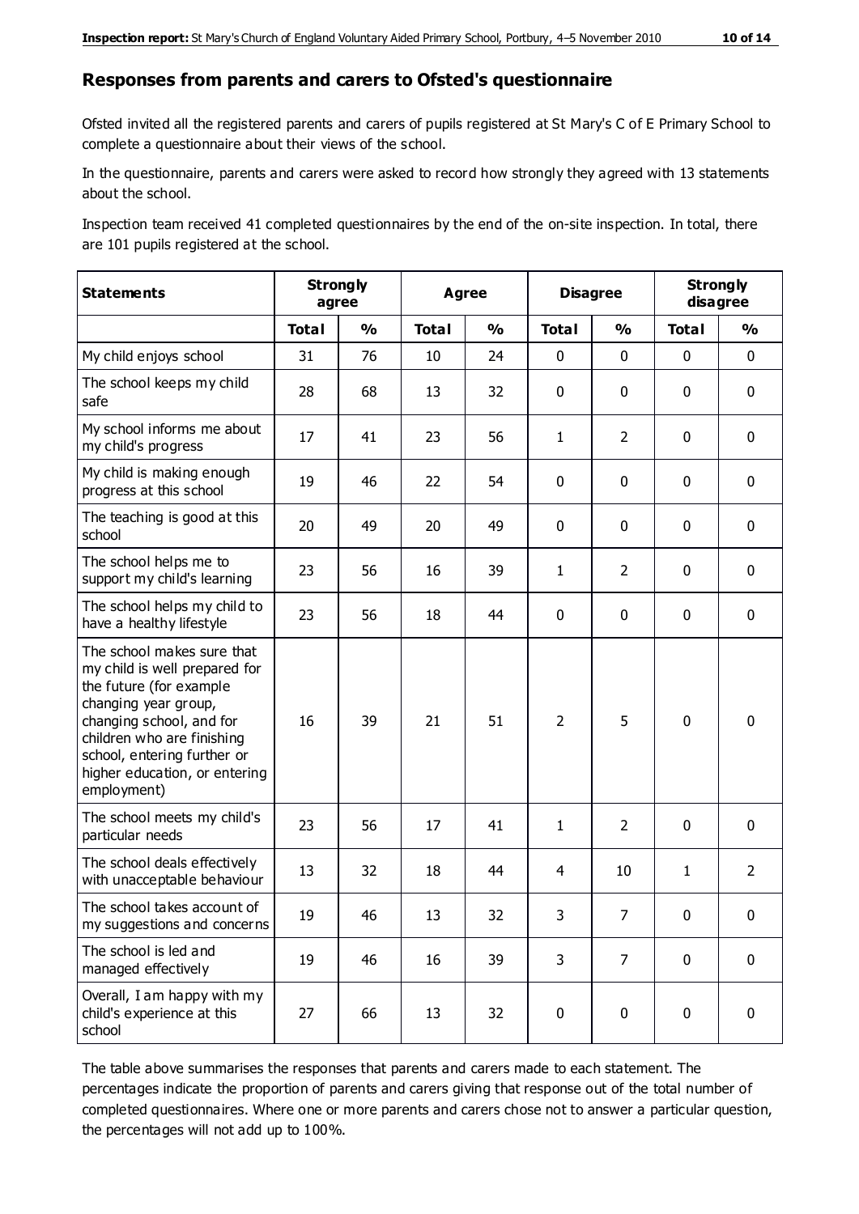## Responses from parents and carers to Ofsted's questionnaire

Ofsted invited all the registered parents and carers of pupils registered at St Mary's C of E Primary School to complete a questionnaire about their views of the school.

In the questionnaire, parents and carers were asked to record how strongly they agreed with 13 statements about the school.

Inspection team received 41 completed questionnaires by the end of the on-site inspection. In total, there are 101 pupils registered at the school.

| Statements | Strongly agree | | Agree | | Disagree | | Strongly disagree | |
|---|---|---|---|---|---|---|---|---|
| | Total | % | Total | % | Total | % | Total | % |
| My child enjoys school | 31 | 76 | 10 | 24 | 0 | 0 | 0 | 0 |
| The school keeps my child safe | 28 | 68 | 13 | 32 | 0 | 0 | 0 | 0 |
| My school informs me about my child's progress | 17 | 41 | 23 | 56 | 1 | 2 | 0 | 0 |
| My child is making enough progress at this school | 19 | 46 | 22 | 54 | 0 | 0 | 0 | 0 |
| The teaching is good at this school | 20 | 49 | 20 | 49 | 0 | 0 | 0 | 0 |
| The school helps me to support my child's learning | 23 | 56 | 16 | 39 | 1 | 2 | 0 | 0 |
| The school helps my child to have a healthy lifestyle | 23 | 56 | 18 | 44 | 0 | 0 | 0 | 0 |
| The school makes sure that my child is well prepared for the future (for example changing year group, changing school, and for children who are finishing school, entering further or higher education, or entering employment) | 16 | 39 | 21 | 51 | 2 | 5 | 0 | 0 |
| The school meets my child's particular needs | 23 | 56 | 17 | 41 | 1 | 2 | 0 | 0 |
| The school deals effectively with unacceptable behaviour | 13 | 32 | 18 | 44 | 4 | 10 | 1 | 2 |
| The school takes account of my suggestions and concerns | 19 | 46 | 13 | 32 | 3 | 7 | 0 | 0 |
| The school is led and managed effectively | 19 | 46 | 16 | 39 | 3 | 7 | 0 | 0 |
| Overall, I am happy with my child's experience at this school | 27 | 66 | 13 | 32 | 0 | 0 | 0 | 0 |

The table above summarises the responses that parents and carers made to each statement. The percentages indicate the proportion of parents and carers giving that response out of the total number of completed questionnaires. Where one or more parents and carers chose not to answer a particular question, the percentages will not add up to 100%.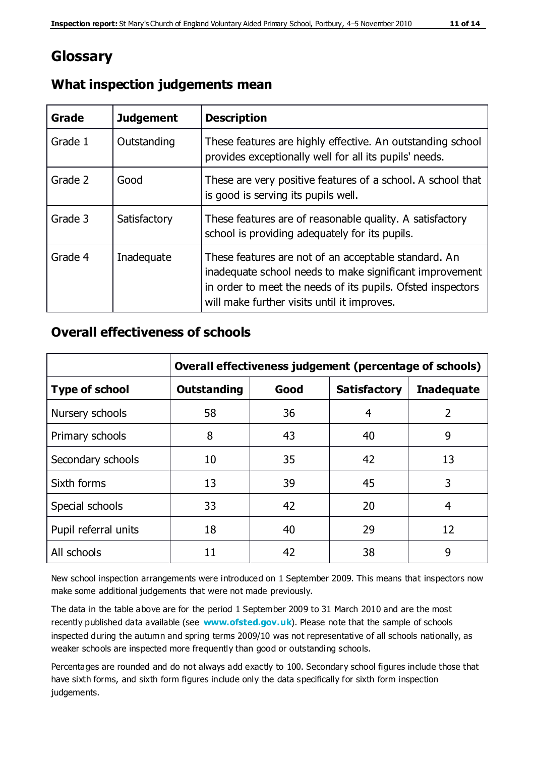# Glossary

## What inspection judgements mean

| Grade | Judgement | Description |
| --- | --- | --- |
| Grade 1 | Outstanding | These features are highly effective. An outstanding school provides exceptionally well for all its pupils' needs. |
| Grade 2 | Good | These are very positive features of a school. A school that is good is serving its pupils well. |
| Grade 3 | Satisfactory | These features are of reasonable quality. A satisfactory school is providing adequately for its pupils. |
| Grade 4 | Inadequate | These features are not of an acceptable standard. An inadequate school needs to make significant improvement in order to meet the needs of its pupils. Ofsted inspectors will make further visits until it improves. |

## Overall effectiveness of schools

| | Overall effectiveness judgement (percentage of schools) | | | |
| --- | --- | --- | --- | --- |
| **Type of school** | **Outstanding** | **Good** | **Satisfactory** | **Inadequate** |
| Nursery schools | 58 | 36 | 4 | 2 |
| Primary schools | 8 | 43 | 40 | 9 |
| Secondary schools | 10 | 35 | 42 | 13 |
| Sixth forms | 13 | 39 | 45 | 3 |
| Special schools | 33 | 42 | 20 | 4 |
| Pupil referral units | 18 | 40 | 29 | 12 |
| All schools | 11 | 42 | 38 | 9 |

New school inspection arrangements were introduced on 1 September 2009. This means that inspectors now make some additional judgements that were not made previously.

The data in the table above are for the period 1 September 2009 to 31 March 2010 and are the most recently published data available (see **www.ofsted.gov.uk**). Please note that the sample of schools inspected during the autumn and spring terms 2009/10 was not representative of all schools nationally, as weaker schools are inspected more frequently than good or outstanding schools.

Percentages are rounded and do not always add exactly to 100. Secondary school figures include those that have sixth forms, and sixth form figures include only the data specifically for sixth form inspection judgements.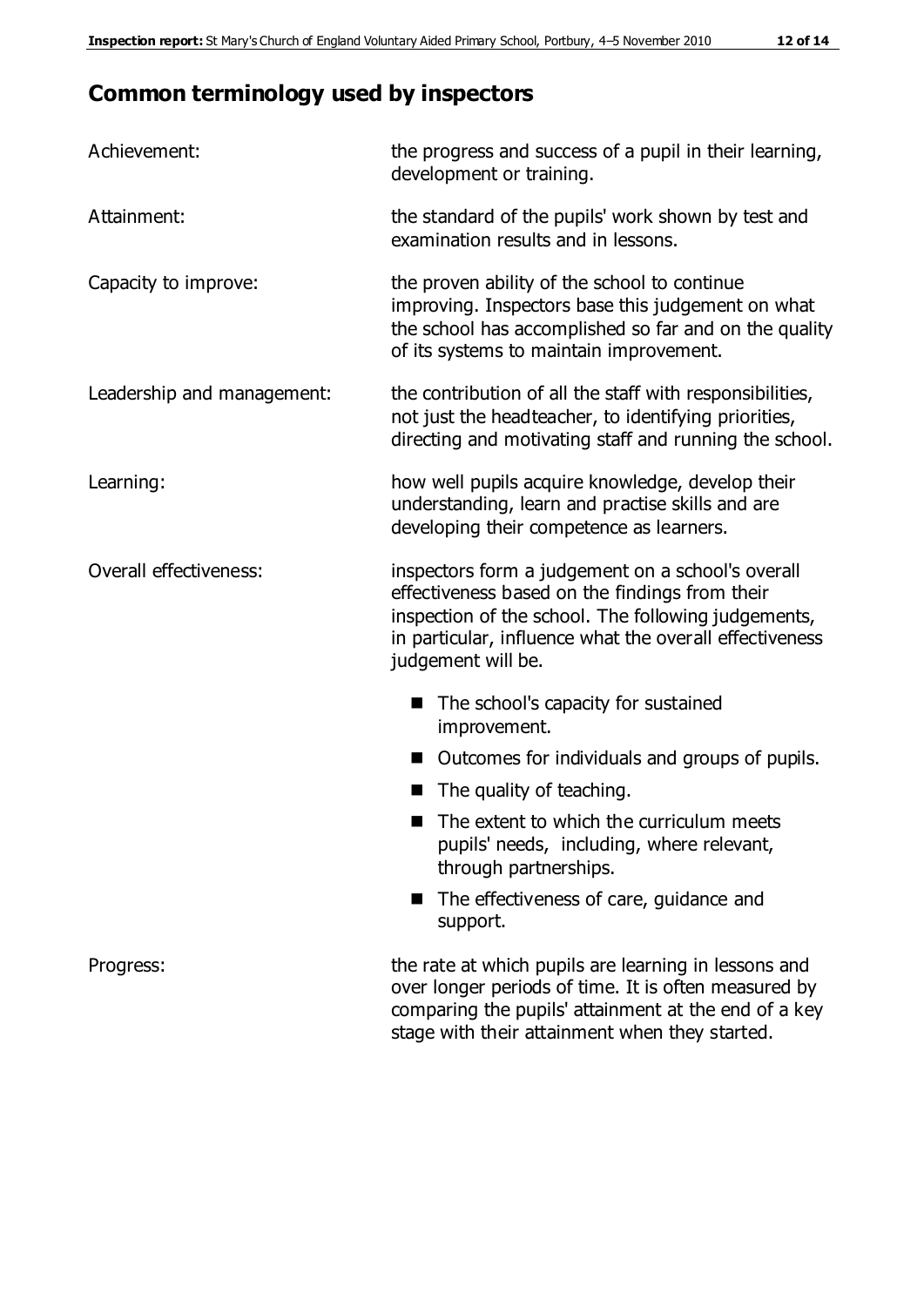## Common terminology used by inspectors

| | |
|---|---|
| Achievement: | the progress and success of a pupil in their learning, development or training. |
| Attainment: | the standard of the pupils' work shown by test and examination results and in lessons. |
| Capacity to improve: | the proven ability of the school to continue improving. Inspectors base this judgement on what the school has accomplished so far and on the quality of its systems to maintain improvement. |
| Leadership and management: | the contribution of all the staff with responsibilities, not just the headteacher, to identifying priorities, directing and motivating staff and running the school. |
| Learning: | how well pupils acquire knowledge, develop their understanding, learn and practise skills and are developing their competence as learners. |
| Overall effectiveness: | inspectors form a judgement on a school's overall effectiveness based on the findings from their inspection of the school. The following judgements, in particular, influence what the overall effectiveness judgement will be. |

- The school's capacity for sustained improvement.
- Outcomes for individuals and groups of pupils.
- The quality of teaching.
- The extent to which the curriculum meets pupils' needs, including, where relevant, through partnerships.
- The effectiveness of care, guidance and support.

| | |
|---|---|
| Progress: | the rate at which pupils are learning in lessons and over longer periods of time. It is often measured by comparing the pupils' attainment at the end of a key stage with their attainment when they started. |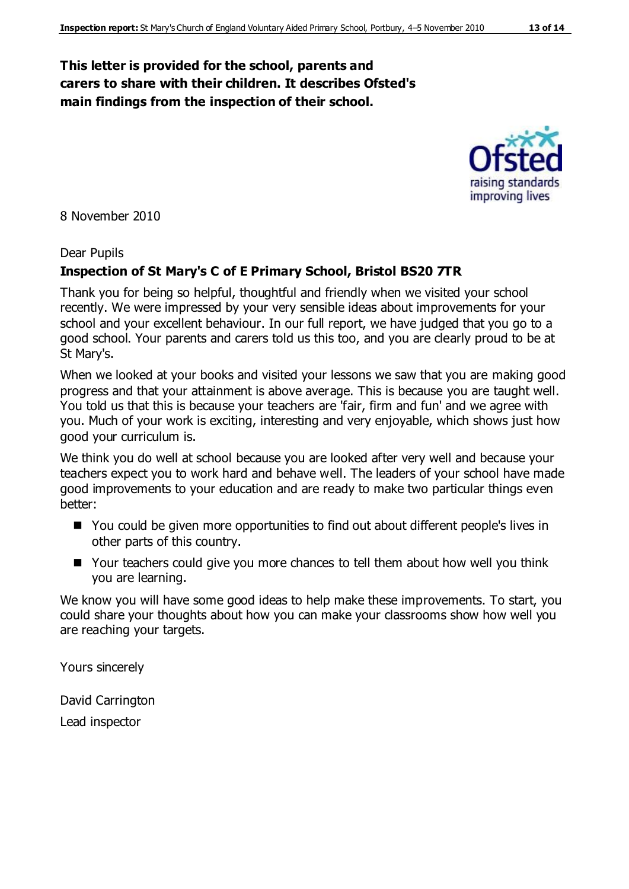**This letter is provided for the school, parents and carers to share with their children. It describes Ofsted's main findings from the inspection of their school.**

8 November 2010

Dear Pupils

**Inspection of St Mary's C of E Primary School, Bristol BS20 7TR**

Thank you for being so helpful, thoughtful and friendly when we visited your school recently. We were impressed by your very sensible ideas about improvements for your school and your excellent behaviour. In our full report, we have judged that you go to a good school. Your parents and carers told us this too, and you are clearly proud to be at St Mary's.

When we looked at your books and visited your lessons we saw that you are making good progress and that your attainment is above average. This is because you are taught well. You told us that this is because your teachers are 'fair, firm and fun' and we agree with you. Much of your work is exciting, interesting and very enjoyable, which shows just how good your curriculum is.

We think you do well at school because you are looked after very well and because your teachers expect you to work hard and behave well. The leaders of your school have made good improvements to your education and are ready to make two particular things even better:

- You could be given more opportunities to find out about different people's lives in other parts of this country.
- Your teachers could give you more chances to tell them about how well you think you are learning.

We know you will have some good ideas to help make these improvements. To start, you could share your thoughts about how you can make your classrooms show how well you are reaching your targets.

Yours sincerely

David Carrington

Lead inspector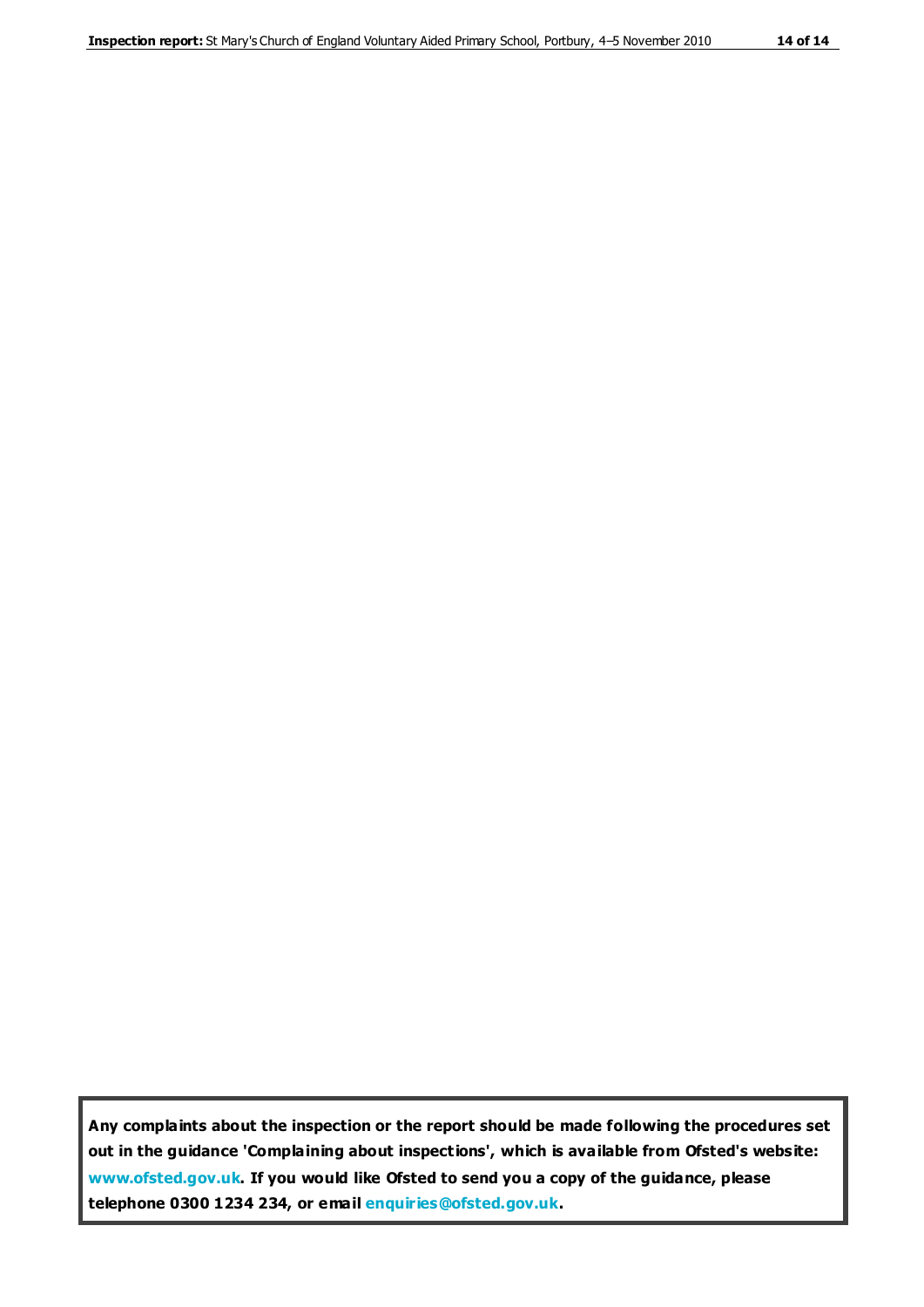**Any complaints about the inspection or the report should be made following the procedures set out in the guidance 'Complaining about inspections', which is available from Ofsted's website: www.ofsted.gov.uk. If you would like Ofsted to send you a copy of the guidance, please telephone 0300 1234 234, or email enquiries@ofsted.gov.uk.**